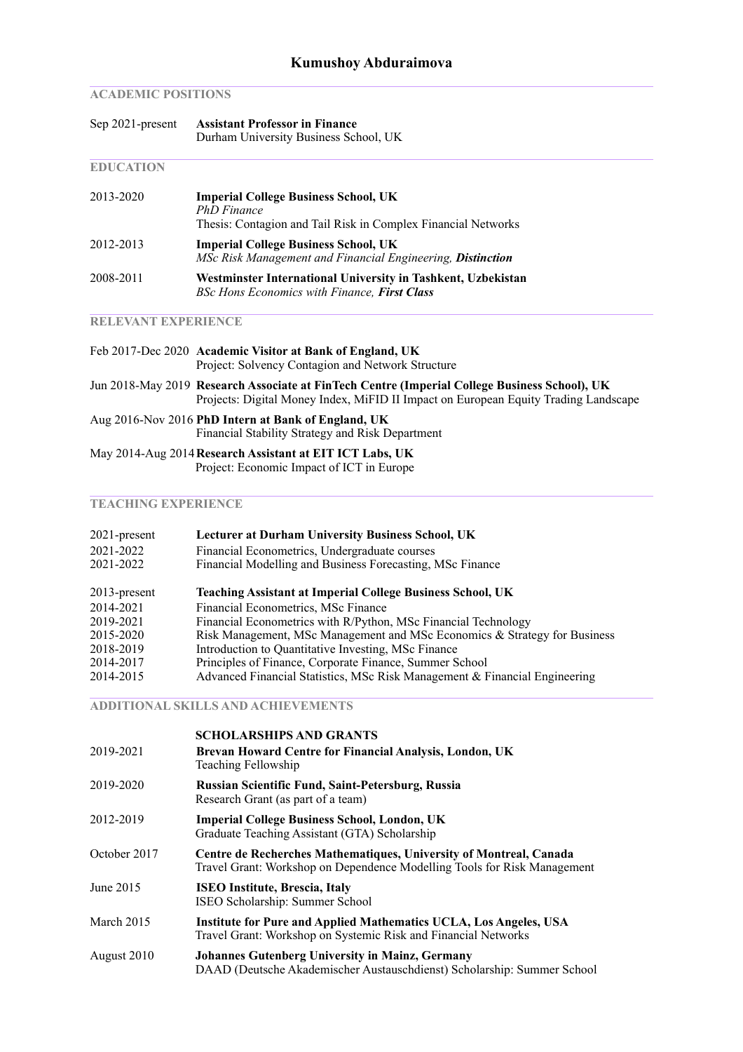# Kumushoy Abduraimova

## ACADEMIC POSITIONS

Sep 2021-present **Assistant Professor in Finance**
Durham University Business School, UK

## EDUCATION

2013-2020 **Imperial College Business School, UK**
*PhD Finance*
Thesis: Contagion and Tail Risk in Complex Financial Networks

2012-2013 **Imperial College Business School, UK**
*MSc Risk Management and Financial Engineering, **Distinction***

2008-2011 **Westminster International University in Tashkent, Uzbekistan**
*BSc Hons Economics with Finance, **First Class***

## RELEVANT EXPERIENCE

Feb 2017-Dec 2020 **Academic Visitor at Bank of England, UK**
Project: Solvency Contagion and Network Structure

Jun 2018-May 2019 **Research Associate at FinTech Centre (Imperial College Business School), UK**
Projects: Digital Money Index, MiFID II Impact on European Equity Trading Landscape

Aug 2016-Nov 2016 **PhD Intern at Bank of England, UK**
Financial Stability Strategy and Risk Department

May 2014-Aug 2014 **Research Assistant at EIT ICT Labs, UK**
Project: Economic Impact of ICT in Europe

## TEACHING EXPERIENCE

2021-present **Lecturer at Durham University Business School, UK**
2021-2022 Financial Econometrics, Undergraduate courses
2021-2022 Financial Modelling and Business Forecasting, MSc Finance

2013-present **Teaching Assistant at Imperial College Business School, UK**
2014-2021 Financial Econometrics, MSc Finance
2019-2021 Financial Econometrics with R/Python, MSc Financial Technology
2015-2020 Risk Management, MSc Management and MSc Economics & Strategy for Business
2018-2019 Introduction to Quantitative Investing, MSc Finance
2014-2017 Principles of Finance, Corporate Finance, Summer School
2014-2015 Advanced Financial Statistics, MSc Risk Management & Financial Engineering

## ADDITIONAL SKILLS AND ACHIEVEMENTS

**SCHOLARSHIPS AND GRANTS**

2019-2021 **Brevan Howard Centre for Financial Analysis, London, UK**
Teaching Fellowship

2019-2020 **Russian Scientific Fund, Saint-Petersburg, Russia**
Research Grant (as part of a team)

2012-2019 **Imperial College Business School, London, UK**
Graduate Teaching Assistant (GTA) Scholarship

October 2017 **Centre de Recherches Mathematiques, University of Montreal, Canada**
Travel Grant: Workshop on Dependence Modelling Tools for Risk Management

June 2015 **ISEO Institute, Brescia, Italy**
ISEO Scholarship: Summer School

March 2015 **Institute for Pure and Applied Mathematics UCLA, Los Angeles, USA**
Travel Grant: Workshop on Systemic Risk and Financial Networks

August 2010 **Johannes Gutenberg University in Mainz, Germany**
DAAD (Deutsche Akademischer Austauschdienst) Scholarship: Summer School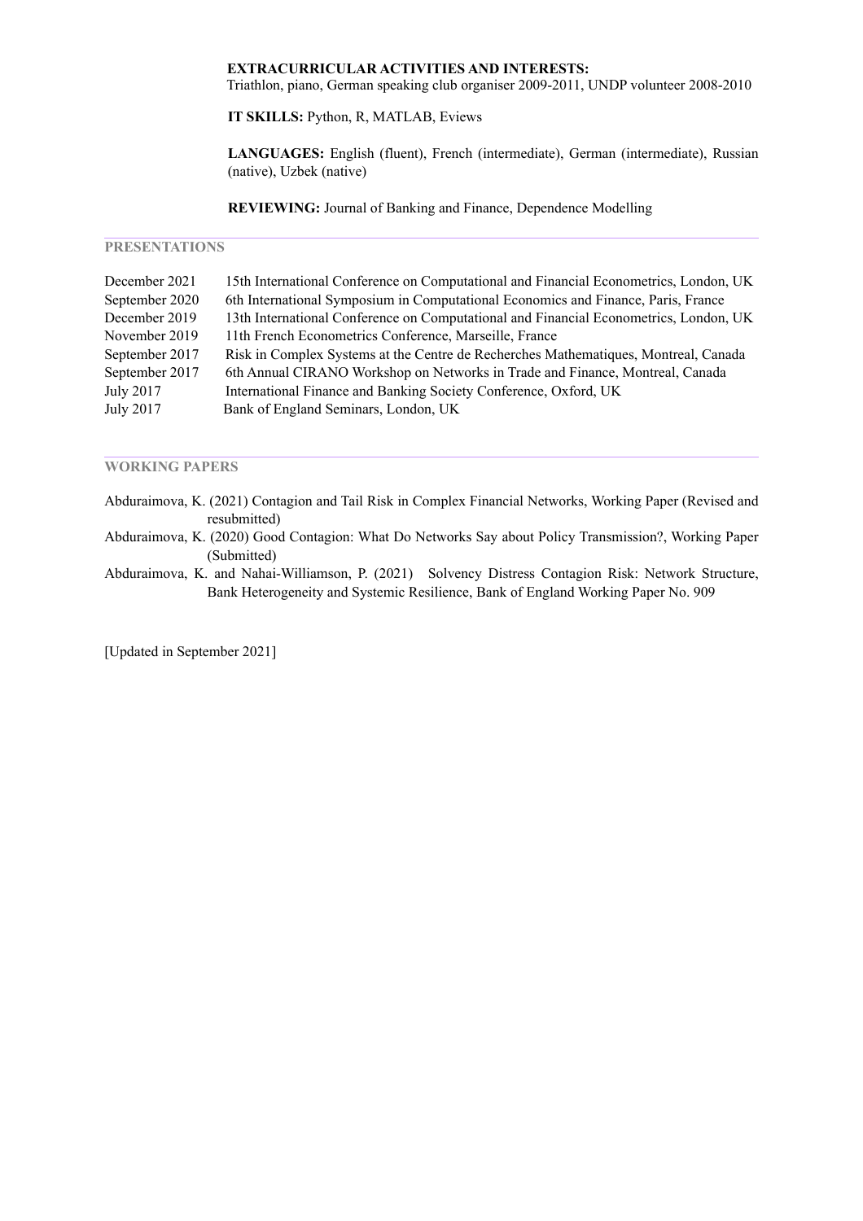**EXTRACURRICULAR ACTIVITIES AND INTERESTS:**
Triathlon, piano, German speaking club organiser 2009-2011, UNDP volunteer 2008-2010

**IT SKILLS:** Python, R, MATLAB, Eviews

**LANGUAGES:** English (fluent), French (intermediate), German (intermediate), Russian (native), Uzbek (native)

**REVIEWING:** Journal of Banking and Finance, Dependence Modelling

## PRESENTATIONS

| | |
|---|---|
| December 2021 | 15th International Conference on Computational and Financial Econometrics, London, UK |
| September 2020 | 6th International Symposium in Computational Economics and Finance, Paris, France |
| December 2019 | 13th International Conference on Computational and Financial Econometrics, London, UK |
| November 2019 | 11th French Econometrics Conference, Marseille, France |
| September 2017 | Risk in Complex Systems at the Centre de Recherches Mathematiques, Montreal, Canada |
| September 2017 | 6th Annual CIRANO Workshop on Networks in Trade and Finance, Montreal, Canada |
| July 2017 | International Finance and Banking Society Conference, Oxford, UK |
| July 2017 | Bank of England Seminars, London, UK |

## WORKING PAPERS

Abduraimova, K. (2021) Contagion and Tail Risk in Complex Financial Networks, Working Paper (Revised and resubmitted)

Abduraimova, K. (2020) Good Contagion: What Do Networks Say about Policy Transmission?, Working Paper (Submitted)

Abduraimova, K. and Nahai-Williamson, P. (2021) Solvency Distress Contagion Risk: Network Structure, Bank Heterogeneity and Systemic Resilience, Bank of England Working Paper No. 909

[Updated in September 2021]